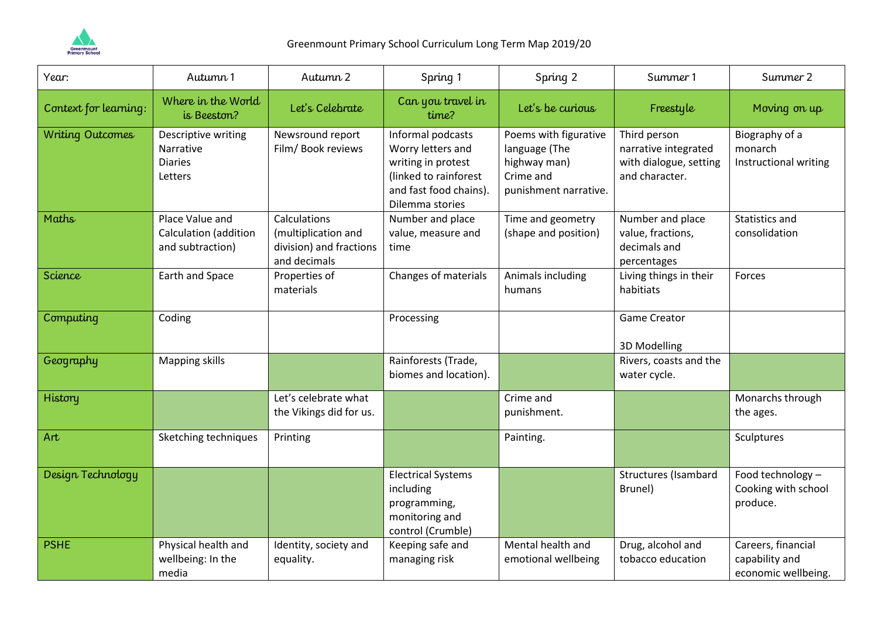# Greenmount Primary School Curriculum Long Term Map 2019/20

| Year: | Autumn 1 | Autumn 2 | Spring 1 | Spring 2 | Summer 1 | Summer 2 |
|---|---|---|---|---|---|---|
| Context for learning: | Where in the World is Beeston? | Let's Celebrate | Can you travel in time? | Let's be curious | Freestyle | Moving on up |
| Writing Outcomes | Descriptive writing<br>Narrative<br>Diaries<br>Letters | Newsround report<br>Film/ Book reviews | Informal podcasts<br>Worry letters and writing in protest (linked to rainforest and fast food chains).<br>Dilemma stories | Poems with figurative language (The highway man)<br>Crime and punishment narrative. | Third person narrative integrated with dialogue, setting and character. | Biography of a monarch<br>Instructional writing |
| Maths | Place Value and Calculation (addition and subtraction) | Calculations (multiplication and division) and fractions and decimals | Number and place value, measure and time | Time and geometry (shape and position) | Number and place value, fractions, decimals and percentages | Statistics and consolidation |
| Science | Earth and Space | Properties of materials | Changes of materials | Animals including humans | Living things in their habitiats | Forces |
| Computing | Coding | | Processing | | Game Creator<br><br>3D Modelling | |
| Geography | Mapping skills | | Rainforests (Trade, biomes and location). | | Rivers, coasts and the water cycle. | |
| History | | Let's celebrate what the Vikings did for us. | | Crime and punishment. | | Monarchs through the ages. |
| Art | Sketching techniques | Printing | | Painting. | | Sculptures |
| Design Technology | | | Electrical Systems including programming, monitoring and control (Crumble) | | Structures (Isambard Brunel) | Food technology – Cooking with school produce. |
| PSHE | Physical health and wellbeing: In the media | Identity, society and equality. | Keeping safe and managing risk | Mental health and emotional wellbeing | Drug, alcohol and tobacco education | Careers, financial capability and economic wellbeing. |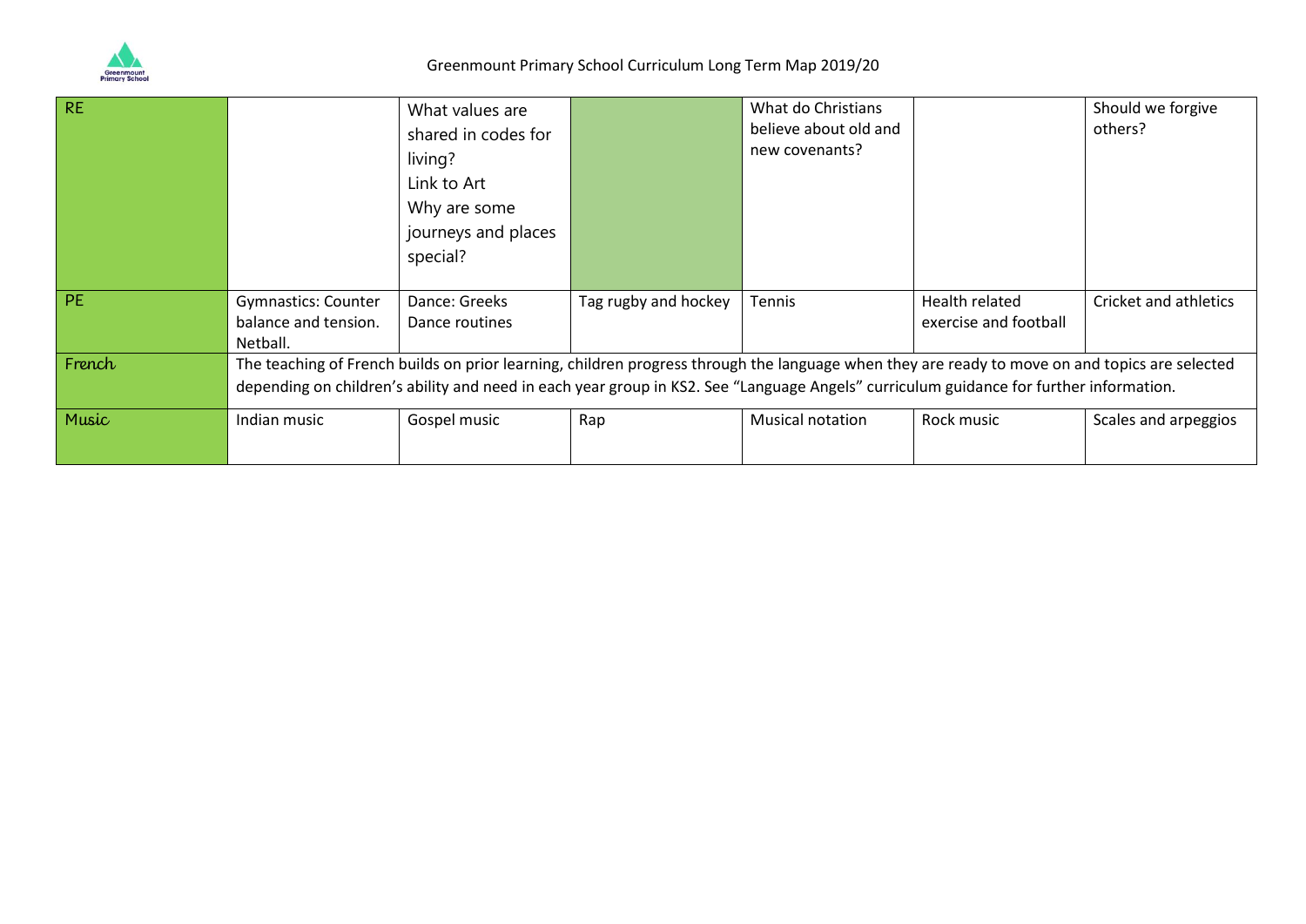Greenmount Primary School Curriculum Long Term Map 2019/20

| | | | | | | |
|---|---|---|---|---|---|---|
| RE | | What values are shared in codes for living? Link to Art Why are some journeys and places special? | | What do Christians believe about old and new covenants? | | Should we forgive others? |
| PE | Gymnastics: Counter balance and tension. Netball. | Dance: Greeks Dance routines | Tag rugby and hockey | Tennis | Health related exercise and football | Cricket and athletics |
| French | The teaching of French builds on prior learning, children progress through the language when they are ready to move on and topics are selected depending on children's ability and need in each year group in KS2. See "Language Angels" curriculum guidance for further information. | | | | | |
| Music | Indian music | Gospel music | Rap | Musical notation | Rock music | Scales and arpeggios |